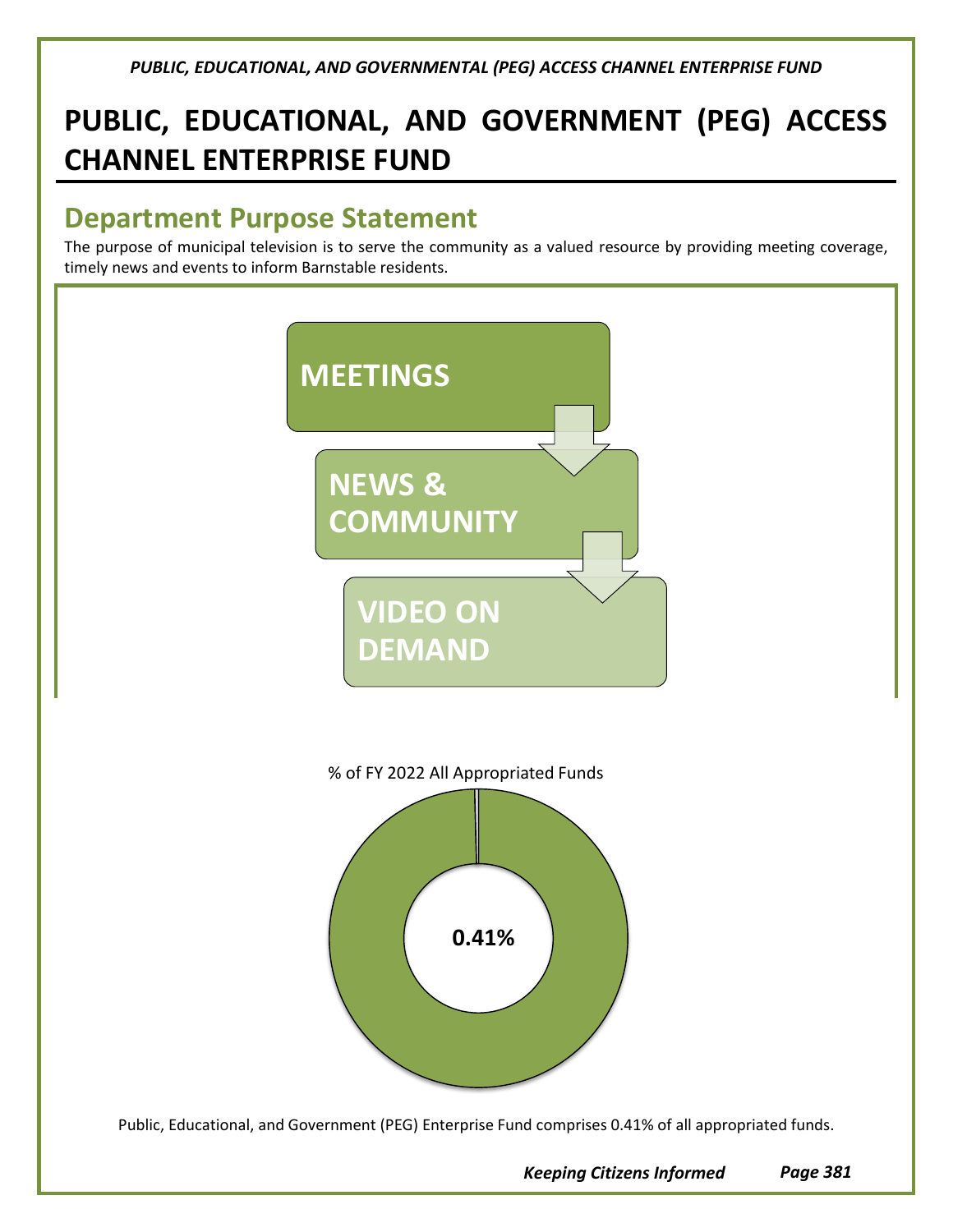# PUBLIC, EDUCATIONAL, AND GOVERNMENT (PEG) ACCESS CHANNEL ENTERPRISE FUND

## Department Purpose Statement

The purpose of municipal television is to serve the community as a valued resource by providing meeting coverage, timely news and events to inform Barnstable residents.

**MEETINGS**

**NEWS & COMMUNITY**

**VIDEO ON DEMAND**

% of FY 2022 All Appropriated Funds

**0.41%**

Public, Educational, and Government (PEG) Enterprise Fund comprises 0.41% of all appropriated funds.

***Keeping Citizens Informed***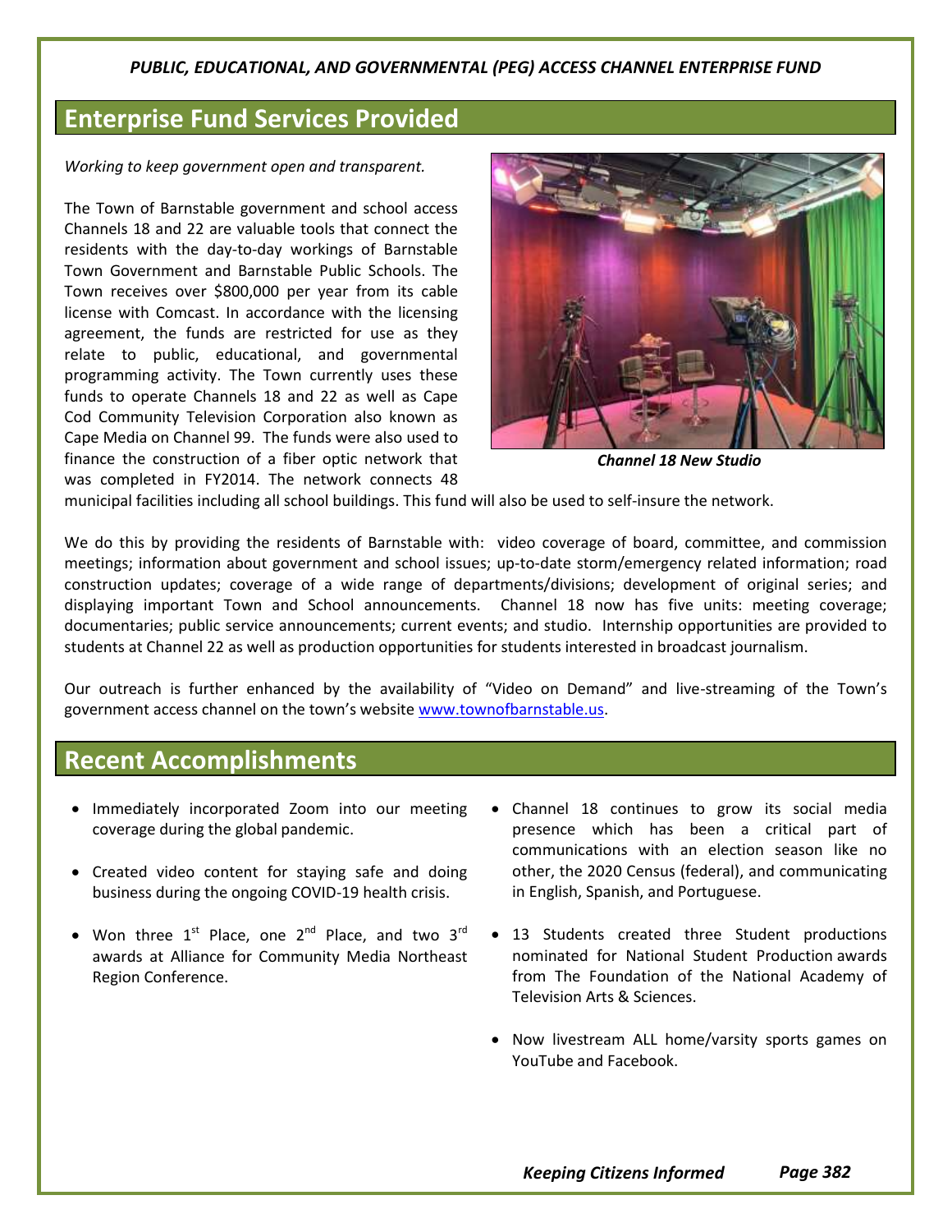*PUBLIC, EDUCATIONAL, AND GOVERNMENTAL (PEG) ACCESS CHANNEL ENTERPRISE FUND*

## Enterprise Fund Services Provided

*Working to keep government open and transparent.*

The Town of Barnstable government and school access Channels 18 and 22 are valuable tools that connect the residents with the day-to-day workings of Barnstable Town Government and Barnstable Public Schools. The Town receives over $800,000 per year from its cable license with Comcast. In accordance with the licensing agreement, the funds are restricted for use as they relate to public, educational, and governmental programming activity. The Town currently uses these funds to operate Channels 18 and 22 as well as Cape Cod Community Television Corporation also known as Cape Media on Channel 99. The funds were also used to finance the construction of a fiber optic network that was completed in FY2014. The network connects 48 municipal facilities including all school buildings. This fund will also be used to self-insure the network.

***Channel 18 New Studio***

We do this by providing the residents of Barnstable with: video coverage of board, committee, and commission meetings; information about government and school issues; up-to-date storm/emergency related information; road construction updates; coverage of a wide range of departments/divisions; development of original series; and displaying important Town and School announcements. Channel 18 now has five units: meeting coverage; documentaries; public service announcements; current events; and studio. Internship opportunities are provided to students at Channel 22 as well as production opportunities for students interested in broadcast journalism.

Our outreach is further enhanced by the availability of "Video on Demand" and live-streaming of the Town's government access channel on the town's website www.townofbarnstable.us.

## Recent Accomplishments

- Immediately incorporated Zoom into our meeting coverage during the global pandemic.
- Created video content for staying safe and doing business during the ongoing COVID-19 health crisis.
- Won three 1st Place, one 2nd Place, and two 3rd awards at Alliance for Community Media Northeast Region Conference.
- Channel 18 continues to grow its social media presence which has been a critical part of communications with an election season like no other, the 2020 Census (federal), and communicating in English, Spanish, and Portuguese.
- 13 Students created three Student productions nominated for National Student Production awards from The Foundation of the National Academy of Television Arts & Sciences.
- Now livestream ALL home/varsity sports games on YouTube and Facebook.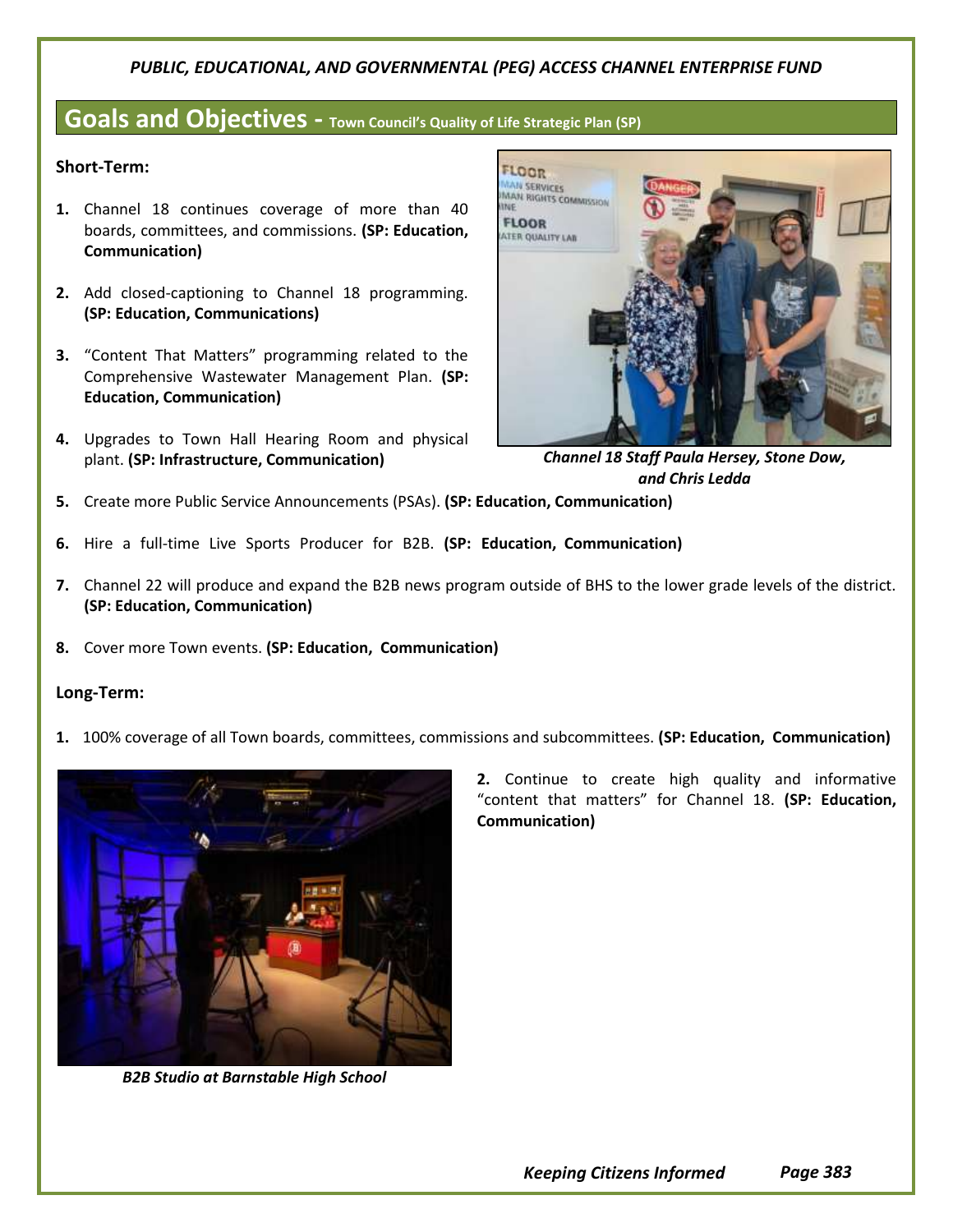*PUBLIC, EDUCATIONAL, AND GOVERNMENTAL (PEG) ACCESS CHANNEL ENTERPRISE FUND*

## Goals and Objectives - Town Council's Quality of Life Strategic Plan (SP)

**Short-Term:**

1. Channel 18 continues coverage of more than 40 boards, committees, and commissions. **(SP: Education, Communication)**
2. Add closed-captioning to Channel 18 programming. **(SP: Education, Communications)**
3. "Content That Matters" programming related to the Comprehensive Wastewater Management Plan. **(SP: Education, Communication)**
4. Upgrades to Town Hall Hearing Room and physical plant. **(SP: Infrastructure, Communication)**
5. Create more Public Service Announcements (PSAs). **(SP: Education, Communication)**
6. Hire a full-time Live Sports Producer for B2B. **(SP: Education, Communication)**
7. Channel 22 will produce and expand the B2B news program outside of BHS to the lower grade levels of the district. **(SP: Education, Communication)**
8. Cover more Town events. **(SP: Education, Communication)**

*Channel 18 Staff Paula Hersey, Stone Dow, and Chris Ledda*

**Long-Term:**

1. 100% coverage of all Town boards, committees, commissions and subcommittees. **(SP: Education, Communication)**
2. Continue to create high quality and informative "content that matters" for Channel 18. **(SP: Education, Communication)**

*B2B Studio at Barnstable High School*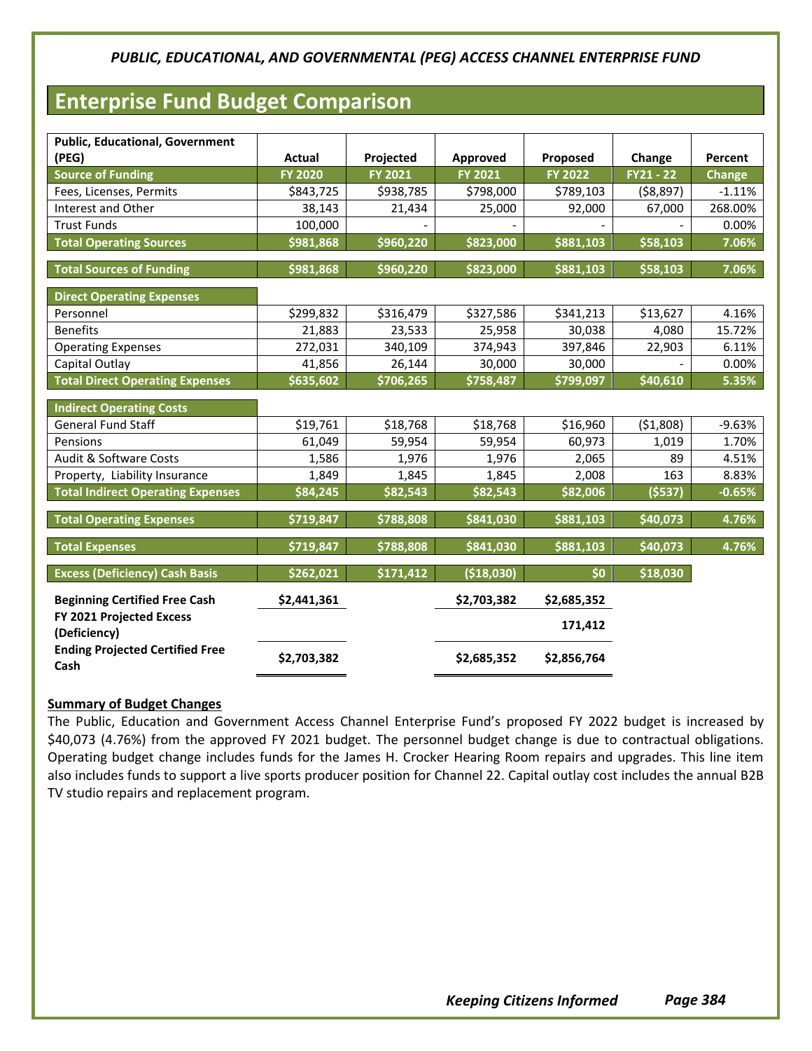*PUBLIC, EDUCATIONAL, AND GOVERNMENTAL (PEG) ACCESS CHANNEL ENTERPRISE FUND*

## Enterprise Fund Budget Comparison

| Public, Educational, Government (PEG) | Actual | Projected | Approved | Proposed | Change | Percent |
|---|---|---|---|---|---|---|
| **Source of Funding** | **FY 2020** | **FY 2021** | **FY 2021** | **FY 2022** | **FY21 - 22** | **Change** |
| Fees, Licenses, Permits | $843,725 | $938,785 | $798,000 | $789,103 | ($8,897) | -1.11% |
| Interest and Other | 38,143 | 21,434 | 25,000 | 92,000 | 67,000 | 268.00% |
| Trust Funds | 100,000 | - | - | - | - | 0.00% |
| **Total Operating Sources** | **$981,868** | **$960,220** | **$823,000** | **$881,103** | **$58,103** | **7.06%** |
| **Total Sources of Funding** | **$981,868** | **$960,220** | **$823,000** | **$881,103** | **$58,103** | **7.06%** |
| **Direct Operating Expenses** | | | | | | |
| Personnel | $299,832 | $316,479 | $327,586 | $341,213 | $13,627 | 4.16% |
| Benefits | 21,883 | 23,533 | 25,958 | 30,038 | 4,080 | 15.72% |
| Operating Expenses | 272,031 | 340,109 | 374,943 | 397,846 | 22,903 | 6.11% |
| Capital Outlay | 41,856 | 26,144 | 30,000 | 30,000 | - | 0.00% |
| **Total Direct Operating Expenses** | **$635,602** | **$706,265** | **$758,487** | **$799,097** | **$40,610** | **5.35%** |
| **Indirect Operating Costs** | | | | | | |
| General Fund Staff | $19,761 | $18,768 | $18,768 | $16,960 | ($1,808) | -9.63% |
| Pensions | 61,049 | 59,954 | 59,954 | 60,973 | 1,019 | 1.70% |
| Audit & Software Costs | 1,586 | 1,976 | 1,976 | 2,065 | 89 | 4.51% |
| Property, Liability Insurance | 1,849 | 1,845 | 1,845 | 2,008 | 163 | 8.83% |
| **Total Indirect Operating Expenses** | **$84,245** | **$82,543** | **$82,543** | **$82,006** | **($537)** | **-0.65%** |
| **Total Operating Expenses** | **$719,847** | **$788,808** | **$841,030** | **$881,103** | **$40,073** | **4.76%** |
| **Total Expenses** | **$719,847** | **$788,808** | **$841,030** | **$881,103** | **$40,073** | **4.76%** |
| **Excess (Deficiency) Cash Basis** | **$262,021** | **$171,412** | **($18,030)** | **$0** | **$18,030** | |
| **Beginning Certified Free Cash** | **$2,441,361** | | **$2,703,382** | **$2,685,352** | | |
| **FY 2021 Projected Excess (Deficiency)** | | | | **171,412** | | |
| **Ending Projected Certified Free Cash** | **$2,703,382** | | **$2,685,352** | **$2,856,764** | | |

**Summary of Budget Changes**

The Public, Education and Government Access Channel Enterprise Fund's proposed FY 2022 budget is increased by $40,073 (4.76%) from the approved FY 2021 budget. The personnel budget change is due to contractual obligations. Operating budget change includes funds for the James H. Crocker Hearing Room repairs and upgrades. This line item also includes funds to support a live sports producer position for Channel 22. Capital outlay cost includes the annual B2B TV studio repairs and replacement program.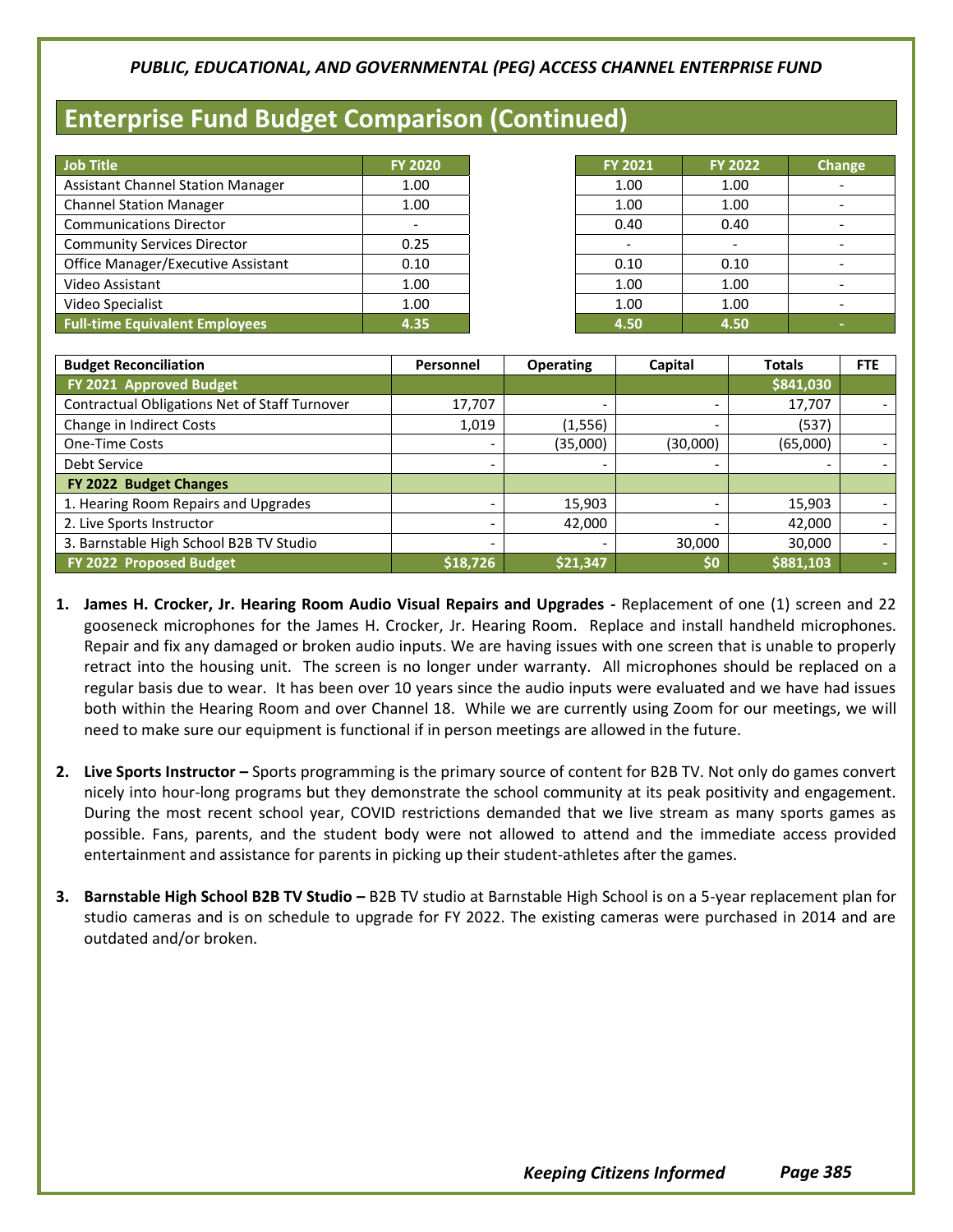*PUBLIC, EDUCATIONAL, AND GOVERNMENTAL (PEG) ACCESS CHANNEL ENTERPRISE FUND*

# Enterprise Fund Budget Comparison (Continued)

| Job Title | FY 2020 | FY 2021 | FY 2022 | Change |
|---|---|---|---|---|
| Assistant Channel Station Manager | 1.00 | 1.00 | 1.00 | - |
| Channel Station Manager | 1.00 | 1.00 | 1.00 | - |
| Communications Director | - | 0.40 | 0.40 | - |
| Community Services Director | 0.25 | - | - | - |
| Office Manager/Executive Assistant | 0.10 | 0.10 | 0.10 | - |
| Video Assistant | 1.00 | 1.00 | 1.00 | - |
| Video Specialist | 1.00 | 1.00 | 1.00 | - |
| **Full-time Equivalent Employees** | **4.35** | **4.50** | **4.50** | **-** |

| Budget Reconciliation | Personnel | Operating | Capital | Totals | FTE |
|---|---|---|---|---|---|
| **FY 2021 Approved Budget** | | | | **$841,030** | |
| Contractual Obligations Net of Staff Turnover | 17,707 | - | - | 17,707 | - |
| Change in Indirect Costs | 1,019 | (1,556) | - | (537) | |
| One-Time Costs | - | (35,000) | (30,000) | (65,000) | - |
| Debt Service | - | - | - | - | - |
| **FY 2022 Budget Changes** | | | | | |
| 1. Hearing Room Repairs and Upgrades | - | 15,903 | - | 15,903 | - |
| 2. Live Sports Instructor | - | 42,000 | - | 42,000 | - |
| 3. Barnstable High School B2B TV Studio | - | - | 30,000 | 30,000 | - |
| **FY 2022 Proposed Budget** | **$18,726** | **$21,347** | **$0** | **$881,103** | **-** |

1. **James H. Crocker, Jr. Hearing Room Audio Visual Repairs and Upgrades -** Replacement of one (1) screen and 22 gooseneck microphones for the James H. Crocker, Jr. Hearing Room. Replace and install handheld microphones. Repair and fix any damaged or broken audio inputs. We are having issues with one screen that is unable to properly retract into the housing unit. The screen is no longer under warranty. All microphones should be replaced on a regular basis due to wear. It has been over 10 years since the audio inputs were evaluated and we have had issues both within the Hearing Room and over Channel 18. While we are currently using Zoom for our meetings, we will need to make sure our equipment is functional if in person meetings are allowed in the future.

2. **Live Sports Instructor –** Sports programming is the primary source of content for B2B TV. Not only do games convert nicely into hour-long programs but they demonstrate the school community at its peak positivity and engagement. During the most recent school year, COVID restrictions demanded that we live stream as many sports games as possible. Fans, parents, and the student body were not allowed to attend and the immediate access provided entertainment and assistance for parents in picking up their student-athletes after the games.

3. **Barnstable High School B2B TV Studio –** B2B TV studio at Barnstable High School is on a 5-year replacement plan for studio cameras and is on schedule to upgrade for FY 2022. The existing cameras were purchased in 2014 and are outdated and/or broken.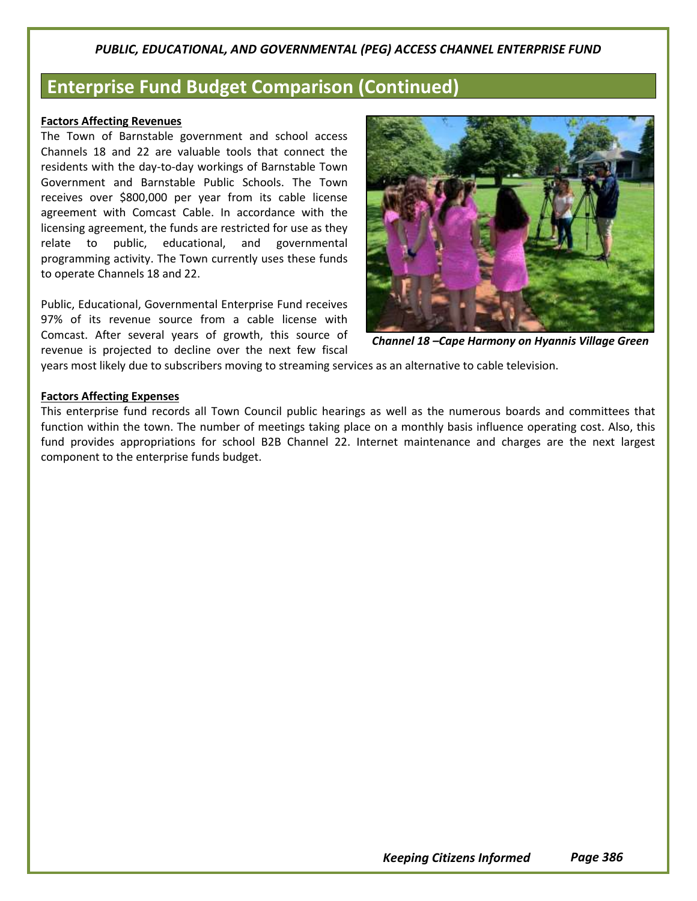## Enterprise Fund Budget Comparison (Continued)

**Factors Affecting Revenues**

The Town of Barnstable government and school access Channels 18 and 22 are valuable tools that connect the residents with the day-to-day workings of Barnstable Town Government and Barnstable Public Schools. The Town receives over $800,000 per year from its cable license agreement with Comcast Cable. In accordance with the licensing agreement, the funds are restricted for use as they relate to public, educational, and governmental programming activity. The Town currently uses these funds to operate Channels 18 and 22.

Public, Educational, Governmental Enterprise Fund receives 97% of its revenue source from a cable license with Comcast. After several years of growth, this source of revenue is projected to decline over the next few fiscal years most likely due to subscribers moving to streaming services as an alternative to cable television.

*Channel 18 –Cape Harmony on Hyannis Village Green*

**Factors Affecting Expenses**

This enterprise fund records all Town Council public hearings as well as the numerous boards and committees that function within the town. The number of meetings taking place on a monthly basis influence operating cost. Also, this fund provides appropriations for school B2B Channel 22. Internet maintenance and charges are the next largest component to the enterprise funds budget.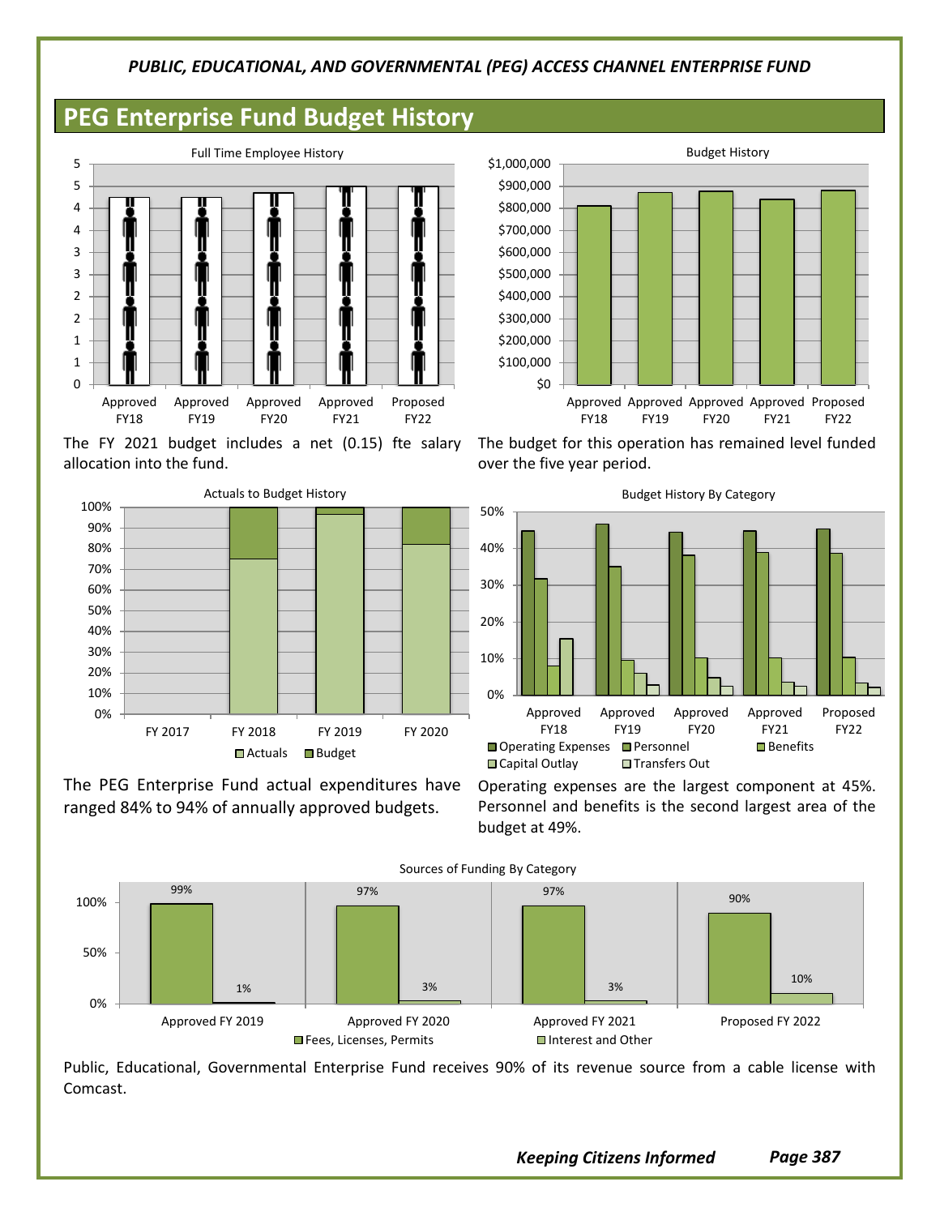## PEG Enterprise Fund Budget History

Full Time Employee History

The FY 2021 budget includes a net (0.15) fte salary allocation into the fund.

Budget History

The budget for this operation has remained level funded over the five year period.

Actuals to Budget History

The PEG Enterprise Fund actual expenditures have ranged 84% to 94% of annually approved budgets.

Budget History By Category

Operating expenses are the largest component at 45%. Personnel and benefits is the second largest area of the budget at 49%.

Sources of Funding By Category

| | Fees, Licenses, Permits | Interest and Other |
|---|---|---|
| Approved FY 2019 | 99% | 1% |
| Approved FY 2020 | 97% | 3% |
| Approved FY 2021 | 97% | 3% |
| Proposed FY 2022 | 90% | 10% |

Public, Educational, Governmental Enterprise Fund receives 90% of its revenue source from a cable license with Comcast.